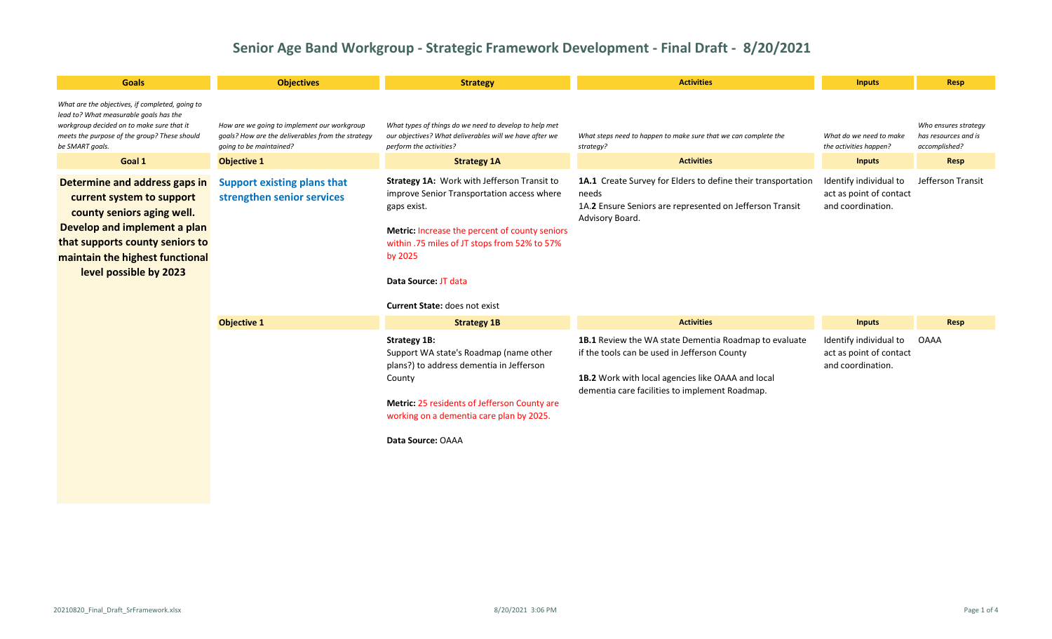# Senior Age Band Workgroup - Strategic Framework Development - Final Draft - 8/20/2021

| Goals | Objectives | Strategy | Activities | Inputs | Resp |
|---|---|---|---|---|---|
| *What are the objectives, if completed, going to lead to? What measurable goals has the workgroup decided on to make sure that it meets the purpose of the group? These should be SMART goals.* | *How are we going to implement our workgroup goals? How are the deliverables from the strategy going to be maintained?* | *What types of things do we need to develop to help met our objectives? What deliverables will we have after we perform the activities?* | *What steps need to happen to make sure that we can complete the strategy?* | *What do we need to make the activities happen?* | *Who ensures strategy has resources and is accomplished?* |
| **Goal 1** | **Objective 1** | **Strategy 1A** | **Activities** | **Inputs** | **Resp** |
| **Determine and address gaps in current system to support county seniors aging well. Develop and implement a plan that supports county seniors to maintain the highest functional level possible by 2023** | **Support existing plans that strengthen senior services** | **Strategy 1A:** Work with Jefferson Transit to improve Senior Transportation access where gaps exist.<br><br>**Metric:** Increase the percent of county seniors within .75 miles of JT stops from 52% to 57% by 2025<br><br>**Data Source:** JT data<br><br>**Current State:** does not exist | **1A.1** Create Survey for Elders to define their transportation needs<br>1A.**2** Ensure Seniors are represented on Jefferson Transit Advisory Board. | Identify individual to act as point of contact and coordination. | Jefferson Transit |
| | **Objective 1** | **Strategy 1B** | **Activities** | **Inputs** | **Resp** |
| | | **Strategy 1B:**<br>Support WA state's Roadmap (name other plans?) to address dementia in Jefferson County<br><br>**Metric:** 25 residents of Jefferson County are working on a dementia care plan by 2025.<br><br>**Data Source:** OAAA | **1B.1** Review the WA state Dementia Roadmap to evaluate if the tools can be used in Jefferson County<br><br>**1B.2** Work with local agencies like OAAA and local dementia care facilities to implement Roadmap. | Identify individual to act as point of contact and coordination. | OAAA |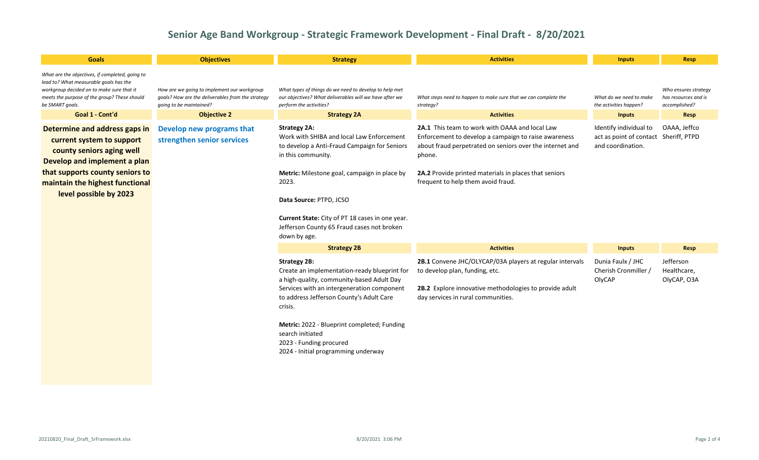# Senior Age Band Workgroup - Strategic Framework Development - Final Draft - 8/20/2021

| Goals | Objectives | Strategy | Activities | Inputs | Resp |
|---|---|---|---|---|---|
| *What are the objectives, if completed, going to lead to? What measurable goals has the workgroup decided on to make sure that it meets the purpose of the group? These should be SMART goals.* | *How are we going to implement our workgroup goals? How are the deliverables from the strategy going to be maintained?* | *What types of things do we need to develop to help met our objectives? What deliverables will we have after we perform the activities?* | *What steps need to happen to make sure that we can complete the strategy?* | *What do we need to make the activities happen?* | *Who ensures strategy has resources and is accomplished?* |
| **Goal 1 - Cont'd** | **Objective 2** | **Strategy 2A** | **Activities** | **Inputs** | **Resp** |
| **Determine and address gaps in current system to support county seniors aging well Develop and implement a plan that supports county seniors to maintain the highest functional level possible by 2023** | **Develop new programs that strengthen senior services** | **Strategy 2A:** Work with SHIBA and local Law Enforcement to develop a Anti-Fraud Campaign for Seniors in this community.<br><br>**Metric:** Milestone goal, campaign in place by 2023.<br><br>**Data Source:** PTPD, JCSO<br><br>**Current State:** City of PT 18 cases in one year. Jefferson County 65 Fraud cases not broken down by age. | **2A.1** This team to work with OAAA and local Law Enforcement to develop a campaign to raise awareness about fraud perpetrated on seniors over the internet and phone.<br><br>**2A.2** Provide printed materials in places that seniors frequent to help them avoid fraud. | Identify individual to act as point of contact and coordination. | OAAA, Jeffco Sheriff, PTPD |
| | | **Strategy 2B** | **Activities** | **Inputs** | **Resp** |
| | | **Strategy 2B:** Create an implementation-ready blueprint for a high-quality, community-based Adult Day Services with an intergeneration component to address Jefferson County's Adult Care crisis.<br><br>**Metric:** 2022 - Blueprint completed; Funding search initiated<br>2023 - Funding procured<br>2024 - Initial programming underway | **2B.1** Convene JHC/OLYCAP/03A players at regular intervals to develop plan, funding, etc.<br><br>**2B.2** Explore innovative methodologies to provide adult day services in rural communities. | Dunia Faulx / JHC<br>Cherish Cronmiller / OlyCAP | Jefferson Healthcare, OlyCAP, O3A |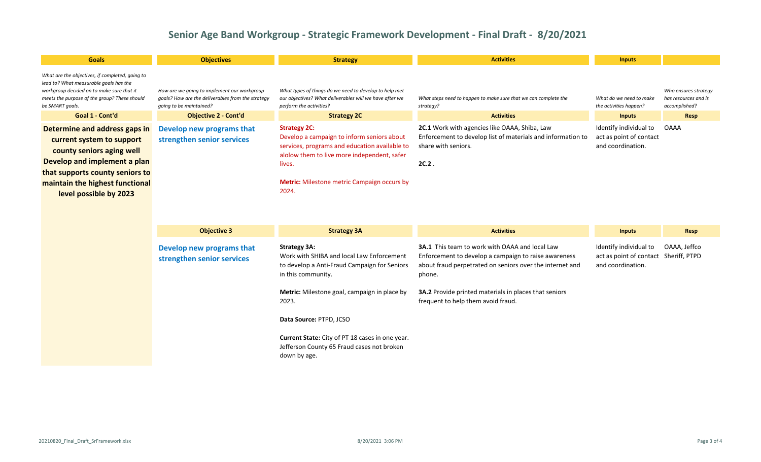# Senior Age Band Workgroup - Strategic Framework Development - Final Draft - 8/20/2021

| Goals | Objectives | Strategy | Activities | Inputs | |
|---|---|---|---|---|---|
| *What are the objectives, if completed, going to lead to? What measurable goals has the workgroup decided on to make sure that it meets the purpose of the group? These should be SMART goals.* | *How are we going to implement our workgroup goals? How are the deliverables from the strategy going to be maintained?* | *What types of things do we need to develop to help met our objectives? What deliverables will we have after we perform the activities?* | *What steps need to happen to make sure that we can complete the strategy?* | *What do we need to make the activities happen?* | *Who ensures strategy has resources and is accomplished?* |
| **Goal 1 - Cont'd** | **Objective 2 - Cont'd** | **Strategy 2C** | **Activities** | **Inputs** | **Resp** |
| **Determine and address gaps in current system to support county seniors aging well Develop and implement a plan that supports county seniors to maintain the highest functional level possible by 2023** | **Develop new programs that strengthen senior services** | **Strategy 2C:** Develop a campaign to inform seniors about services, programs and education available to alolow them to live more independent, safer lives.<br><br>**Metric:** Milestone metric Campaign occurs by 2024. | **2C.1** Work with agencies like OAAA, Shiba, Law Enforcement to develop list of materials and information to share with seniors.<br><br>**2C.2** . | Identify individual to act as point of contact and coordination. | OAAA |
| | **Objective 3** | **Strategy 3A** | **Activities** | **Inputs** | **Resp** |
| | **Develop new programs that strengthen senior services** | **Strategy 3A:** Work with SHIBA and local Law Enforcement to develop a Anti-Fraud Campaign for Seniors in this community.<br><br>**Metric:** Milestone goal, campaign in place by 2023.<br><br>**Data Source:** PTPD, JCSO<br><br>**Current State:** City of PT 18 cases in one year. Jefferson County 65 Fraud cases not broken down by age. | **3A.1** This team to work with OAAA and local Law Enforcement to develop a campaign to raise awareness about fraud perpetrated on seniors over the internet and phone.<br><br>**3A.2** Provide printed materials in places that seniors frequent to help them avoid fraud. | Identify individual to act as point of contact and coordination. | OAAA, Jeffco Sheriff, PTPD |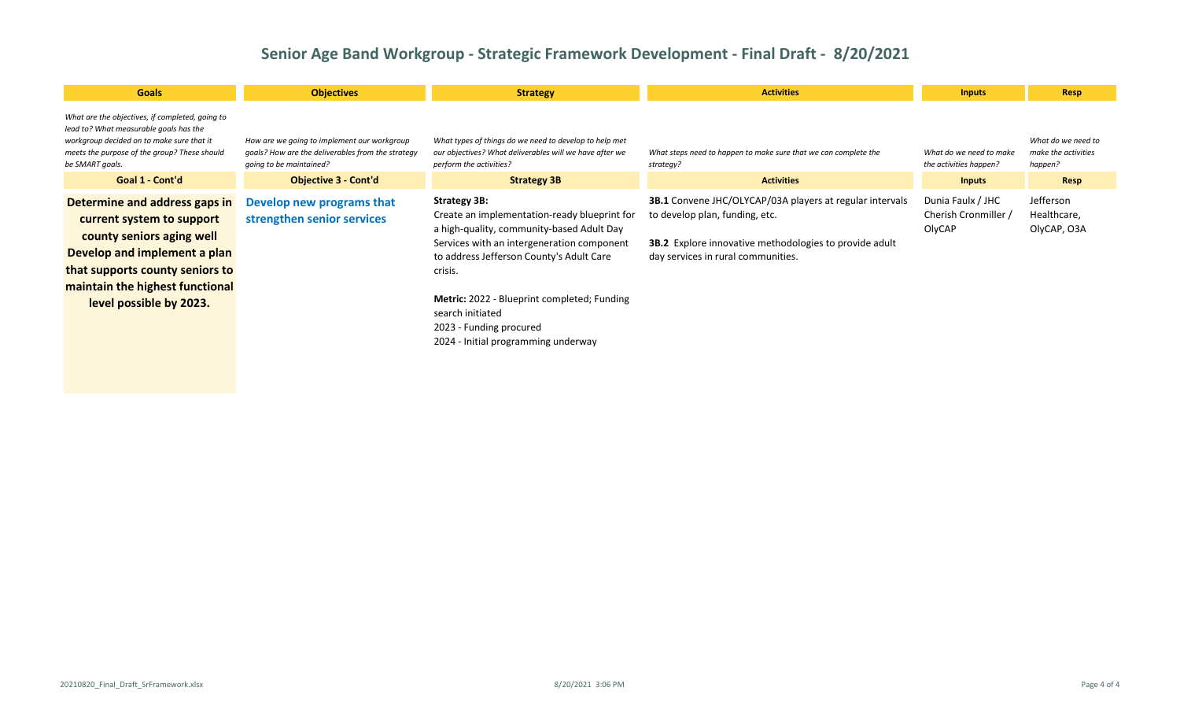# Senior Age Band Workgroup - Strategic Framework Development - Final Draft - 8/20/2021

| Goals | Objectives | Strategy | Activities | Inputs | Resp |
|---|---|---|---|---|---|
| *What are the objectives, if completed, going to lead to? What measurable goals has the workgroup decided on to make sure that it meets the purpose of the group? These should be SMART goals.* | *How are we going to implement our workgroup goals? How are the deliverables from the strategy going to be maintained?* | *What types of things do we need to develop to help met our objectives? What deliverables will we have after we perform the activities?* | *What steps need to happen to make sure that we can complete the strategy?* | *What do we need to make the activities happen?* | *What do we need to make the activities happen?* |
| **Goal 1 - Cont'd** | **Objective 3 - Cont'd** | **Strategy 3B** | **Activities** | **Inputs** | **Resp** |
| **Determine and address gaps in current system to support county seniors aging well Develop and implement a plan that supports county seniors to maintain the highest functional level possible by 2023.** | **Develop new programs that strengthen senior services** | **Strategy 3B:** Create an implementation-ready blueprint for a high-quality, community-based Adult Day Services with an intergeneration component to address Jefferson County's Adult Care crisis.<br><br>**Metric:** 2022 - Blueprint completed; Funding search initiated<br>2023 - Funding procured<br>2024 - Initial programming underway | **3B.1** Convene JHC/OLYCAP/03A players at regular intervals to develop plan, funding, etc.<br><br>**3B.2** Explore innovative methodologies to provide adult day services in rural communities. | Dunia Faulx / JHC<br>Cherish Cronmiller / OlyCAP | Jefferson Healthcare, OlyCAP, O3A |